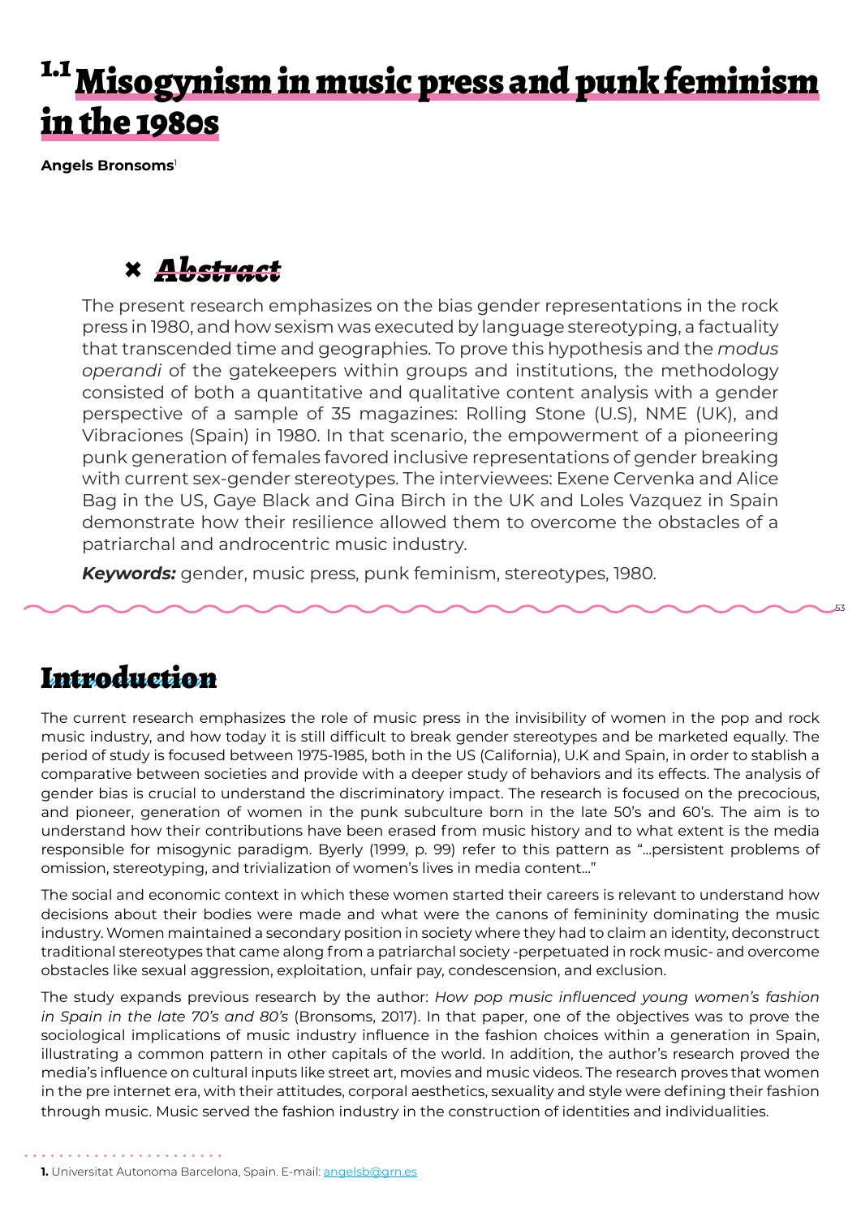# 1.1 Misogynism in music press and punk feminism in the 1980s

**Angels Bronsoms**[1]

## × *Abstract*

The present research emphasizes on the bias gender representations in the rock press in 1980, and how sexism was executed by language stereotyping, a factuality that transcended time and geographies. To prove this hypothesis and the *modus operandi* of the gatekeepers within groups and institutions, the methodology consisted of both a quantitative and qualitative content analysis with a gender perspective of a sample of 35 magazines: Rolling Stone (U.S), NME (UK), and Vibraciones (Spain) in 1980. In that scenario, the empowerment of a pioneering punk generation of females favored inclusive representations of gender breaking with current sex-gender stereotypes. The interviewees: Exene Cervenka and Alice Bag in the US, Gaye Black and Gina Birch in the UK and Loles Vazquez in Spain demonstrate how their resilience allowed them to overcome the obstacles of a patriarchal and androcentric music industry.

***Keywords:*** gender, music press, punk feminism, stereotypes, 1980.

## Introduction

The current research emphasizes the role of music press in the invisibility of women in the pop and rock music industry, and how today it is still difficult to break gender stereotypes and be marketed equally. The period of study is focused between 1975-1985, both in the US (California), U.K and Spain, in order to stablish a comparative between societies and provide with a deeper study of behaviors and its effects. The analysis of gender bias is crucial to understand the discriminatory impact. The research is focused on the precocious, and pioneer, generation of women in the punk subculture born in the late 50's and 60's. The aim is to understand how their contributions have been erased from music history and to what extent is the media responsible for misogynic paradigm. Byerly (1999, p. 99) refer to this pattern as "…persistent problems of omission, stereotyping, and trivialization of women's lives in media content…"

The social and economic context in which these women started their careers is relevant to understand how decisions about their bodies were made and what were the canons of femininity dominating the music industry. Women maintained a secondary position in society where they had to claim an identity, deconstruct traditional stereotypes that came along from a patriarchal society -perpetuated in rock music- and overcome obstacles like sexual aggression, exploitation, unfair pay, condescension, and exclusion.

The study expands previous research by the author: *How pop music influenced young women's fashion in Spain in the late 70's and 80's* (Bronsoms, 2017). In that paper, one of the objectives was to prove the sociological implications of music industry influence in the fashion choices within a generation in Spain, illustrating a common pattern in other capitals of the world. In addition, the author's research proved the media's influence on cultural inputs like street art, movies and music videos. The research proves that women in the pre internet era, with their attitudes, corporal aesthetics, sexuality and style were defining their fashion through music. Music served the fashion industry in the construction of identities and individualities.

**1.** Universitat Autonoma Barcelona, Spain. E-mail: angelsb@grn.es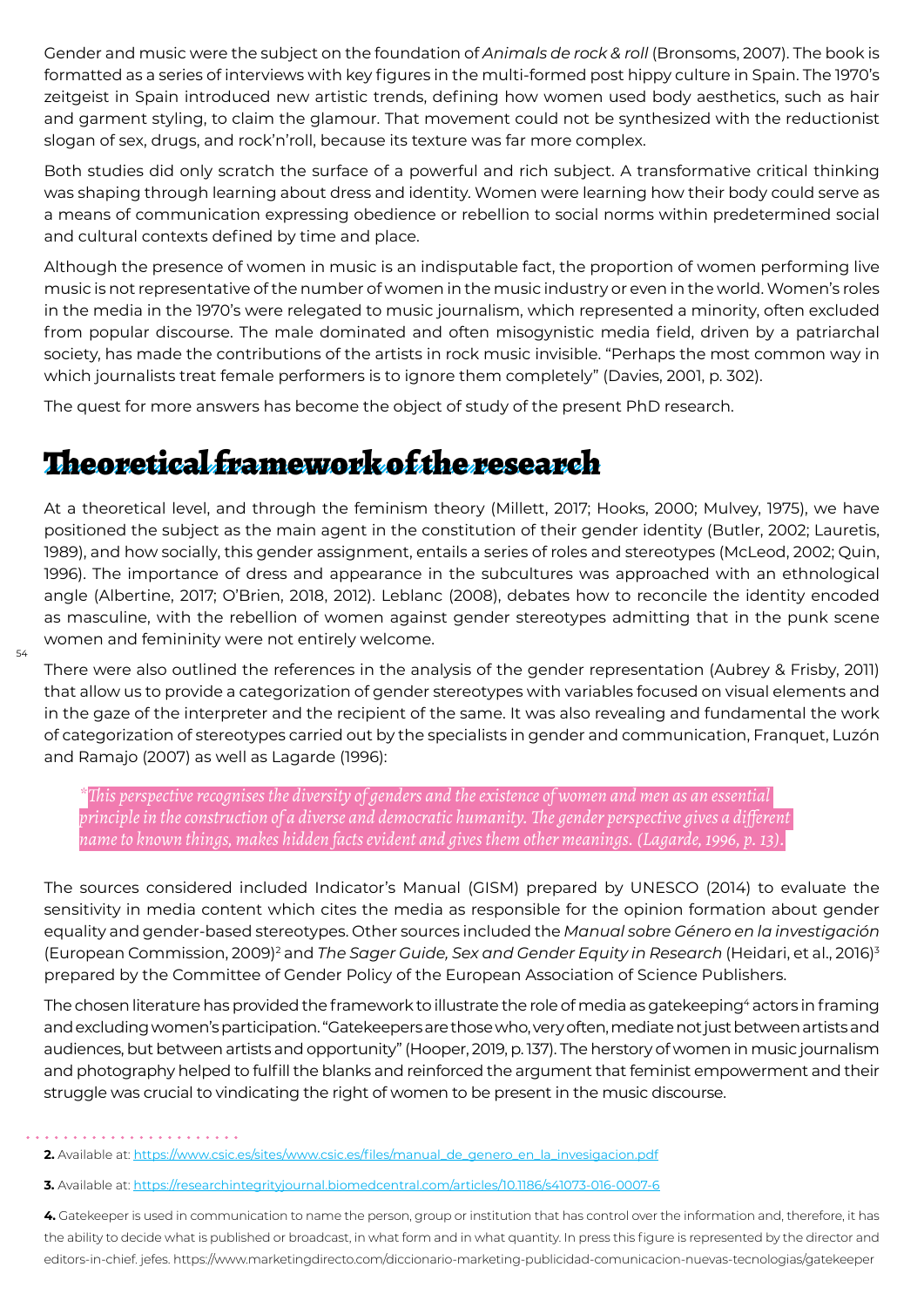Gender and music were the subject on the foundation of *Animals de rock & roll* (Bronsoms, 2007). The book is formatted as a series of interviews with key figures in the multi-formed post hippy culture in Spain. The 1970's zeitgeist in Spain introduced new artistic trends, defining how women used body aesthetics, such as hair and garment styling, to claim the glamour. That movement could not be synthesized with the reductionist slogan of sex, drugs, and rock'n'roll, because its texture was far more complex.

Both studies did only scratch the surface of a powerful and rich subject. A transformative critical thinking was shaping through learning about dress and identity. Women were learning how their body could serve as a means of communication expressing obedience or rebellion to social norms within predetermined social and cultural contexts defined by time and place.

Although the presence of women in music is an indisputable fact, the proportion of women performing live music is not representative of the number of women in the music industry or even in the world. Women's roles in the media in the 1970's were relegated to music journalism, which represented a minority, often excluded from popular discourse. The male dominated and often misogynistic media field, driven by a patriarchal society, has made the contributions of the artists in rock music invisible. "Perhaps the most common way in which journalists treat female performers is to ignore them completely" (Davies, 2001, p. 302).

The quest for more answers has become the object of study of the present PhD research.

## Theoretical framework of the research

At a theoretical level, and through the feminism theory (Millett, 2017; Hooks, 2000; Mulvey, 1975), we have positioned the subject as the main agent in the constitution of their gender identity (Butler, 2002; Lauretis, 1989), and how socially, this gender assignment, entails a series of roles and stereotypes (McLeod, 2002; Quin, 1996). The importance of dress and appearance in the subcultures was approached with an ethnological angle (Albertine, 2017; O'Brien, 2018, 2012). Leblanc (2008), debates how to reconcile the identity encoded as masculine, with the rebellion of women against gender stereotypes admitting that in the punk scene women and femininity were not entirely welcome.

There were also outlined the references in the analysis of the gender representation (Aubrey & Frisby, 2011) that allow us to provide a categorization of gender stereotypes with variables focused on visual elements and in the gaze of the interpreter and the recipient of the same. It was also revealing and fundamental the work of categorization of stereotypes carried out by the specialists in gender and communication, Franquet, Luzón and Ramajo (2007) as well as Lagarde (1996):

> *"This perspective recognises the diversity of genders and the existence of women and men as an essential principle in the construction of a diverse and democratic humanity. The gender perspective gives a different name to known things, makes hidden facts evident and gives them other meanings. (Lagarde, 1996, p. 13).*

The sources considered included Indicator's Manual (GISM) prepared by UNESCO (2014) to evaluate the sensitivity in media content which cites the media as responsible for the opinion formation about gender equality and gender-based stereotypes. Other sources included the *Manual sobre Género en la investigación* (European Commission, 2009)[2] and *The Sager Guide, Sex and Gender Equity in Research* (Heidari, et al., 2016)[3] prepared by the Committee of Gender Policy of the European Association of Science Publishers.

The chosen literature has provided the framework to illustrate the role of media as gatekeeping[4] actors in framing and excluding women's participation. "Gatekeepers are those who, very often, mediate not just between artists and audiences, but between artists and opportunity" (Hooper, 2019, p. 137). The herstory of women in music journalism and photography helped to fulfill the blanks and reinforced the argument that feminist empowerment and their struggle was crucial to vindicating the right of women to be present in the music discourse.

---

**2.** Available at: https://www.csic.es/sites/www.csic.es/files/manual_de_genero_en_la_invesigacion.pdf

**3.** Available at: https://researchintegrityjournal.biomedcentral.com/articles/10.1186/s41073-016-0007-6

**4.** Gatekeeper is used in communication to name the person, group or institution that has control over the information and, therefore, it has the ability to decide what is published or broadcast, in what form and in what quantity. In press this figure is represented by the director and editors-in-chief. jefes. https://www.marketingdirecto.com/diccionario-marketing-publicidad-comunicacion-nuevas-tecnologias/gatekeeper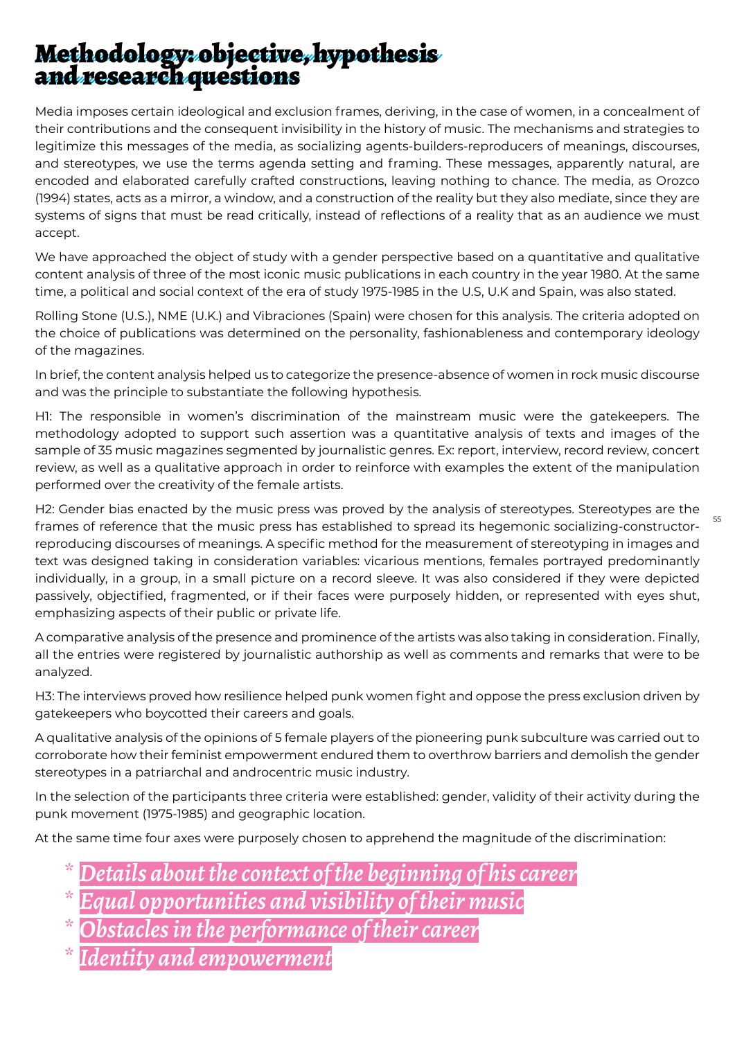# Methodology: objective, hypothesis and research questions

Media imposes certain ideological and exclusion frames, deriving, in the case of women, in a concealment of their contributions and the consequent invisibility in the history of music. The mechanisms and strategies to legitimize this messages of the media, as socializing agents-builders-reproducers of meanings, discourses, and stereotypes, we use the terms agenda setting and framing. These messages, apparently natural, are encoded and elaborated carefully crafted constructions, leaving nothing to chance. The media, as Orozco (1994) states, acts as a mirror, a window, and a construction of the reality but they also mediate, since they are systems of signs that must be read critically, instead of reflections of a reality that as an audience we must accept.

We have approached the object of study with a gender perspective based on a quantitative and qualitative content analysis of three of the most iconic music publications in each country in the year 1980. At the same time, a political and social context of the era of study 1975-1985 in the U.S, U.K and Spain, was also stated.

Rolling Stone (U.S.), NME (U.K.) and Vibraciones (Spain) were chosen for this analysis. The criteria adopted on the choice of publications was determined on the personality, fashionableness and contemporary ideology of the magazines.

In brief, the content analysis helped us to categorize the presence-absence of women in rock music discourse and was the principle to substantiate the following hypothesis.

H1: The responsible in women's discrimination of the mainstream music were the gatekeepers. The methodology adopted to support such assertion was a quantitative analysis of texts and images of the sample of 35 music magazines segmented by journalistic genres. Ex: report, interview, record review, concert review, as well as a qualitative approach in order to reinforce with examples the extent of the manipulation performed over the creativity of the female artists.

H2: Gender bias enacted by the music press was proved by the analysis of stereotypes. Stereotypes are the frames of reference that the music press has established to spread its hegemonic socializing-constructor-reproducing discourses of meanings. A specific method for the measurement of stereotyping in images and text was designed taking in consideration variables: vicarious mentions, females portrayed predominantly individually, in a group, in a small picture on a record sleeve. It was also considered if they were depicted passively, objectified, fragmented, or if their faces were purposely hidden, or represented with eyes shut, emphasizing aspects of their public or private life.

A comparative analysis of the presence and prominence of the artists was also taking in consideration. Finally, all the entries were registered by journalistic authorship as well as comments and remarks that were to be analyzed.

H3: The interviews proved how resilience helped punk women fight and oppose the press exclusion driven by gatekeepers who boycotted their careers and goals.

A qualitative analysis of the opinions of 5 female players of the pioneering punk subculture was carried out to corroborate how their feminist empowerment endured them to overthrow barriers and demolish the gender stereotypes in a patriarchal and androcentric music industry.

In the selection of the participants three criteria were established: gender, validity of their activity during the punk movement (1975-1985) and geographic location.

At the same time four axes were purposely chosen to apprehend the magnitude of the discrimination:

- *Details about the context of the beginning of his career*
- *Equal opportunities and visibility of their music*
- *Obstacles in the performance of their career*
- *Identity and empowerment*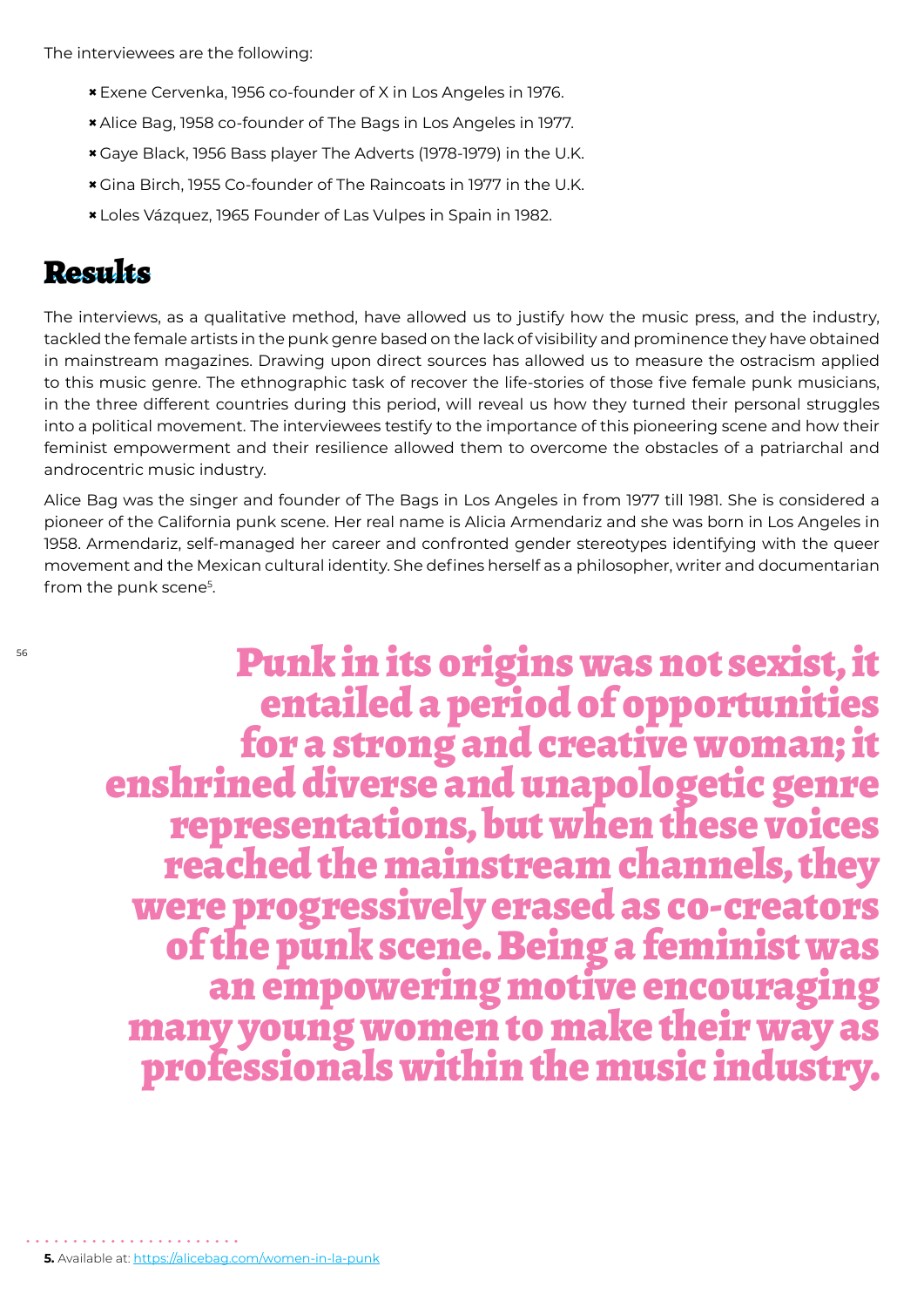The interviewees are the following:

- Exene Cervenka, 1956 co-founder of X in Los Angeles in 1976.
- Alice Bag, 1958 co-founder of The Bags in Los Angeles in 1977.
- Gaye Black, 1956 Bass player The Adverts (1978-1979) in the U.K.
- Gina Birch, 1955 Co-founder of The Raincoats in 1977 in the U.K.
- Loles Vázquez, 1965 Founder of Las Vulpes in Spain in 1982.

## Results

The interviews, as a qualitative method, have allowed us to justify how the music press, and the industry, tackled the female artists in the punk genre based on the lack of visibility and prominence they have obtained in mainstream magazines. Drawing upon direct sources has allowed us to measure the ostracism applied to this music genre. The ethnographic task of recover the life-stories of those five female punk musicians, in the three different countries during this period, will reveal us how they turned their personal struggles into a political movement. The interviewees testify to the importance of this pioneering scene and how their feminist empowerment and their resilience allowed them to overcome the obstacles of a patriarchal and androcentric music industry.

Alice Bag was the singer and founder of The Bags in Los Angeles in from 1977 till 1981. She is considered a pioneer of the California punk scene. Her real name is Alicia Armendariz and she was born in Los Angeles in 1958. Armendariz, self-managed her career and confronted gender stereotypes identifying with the queer movement and the Mexican cultural identity. She defines herself as a philosopher, writer and documentarian from the punk scene[5].

> **Punk in its origins was not sexist, it entailed a period of opportunities for a strong and creative woman; it enshrined diverse and unapologetic genre representations, but when these voices reached the mainstream channels, they were progressively erased as co-creators of the punk scene. Being a feminist was an empowering motive encouraging many young women to make their way as professionals within the music industry.**

---

**5.** Available at: https://alicebag.com/women-in-la-punk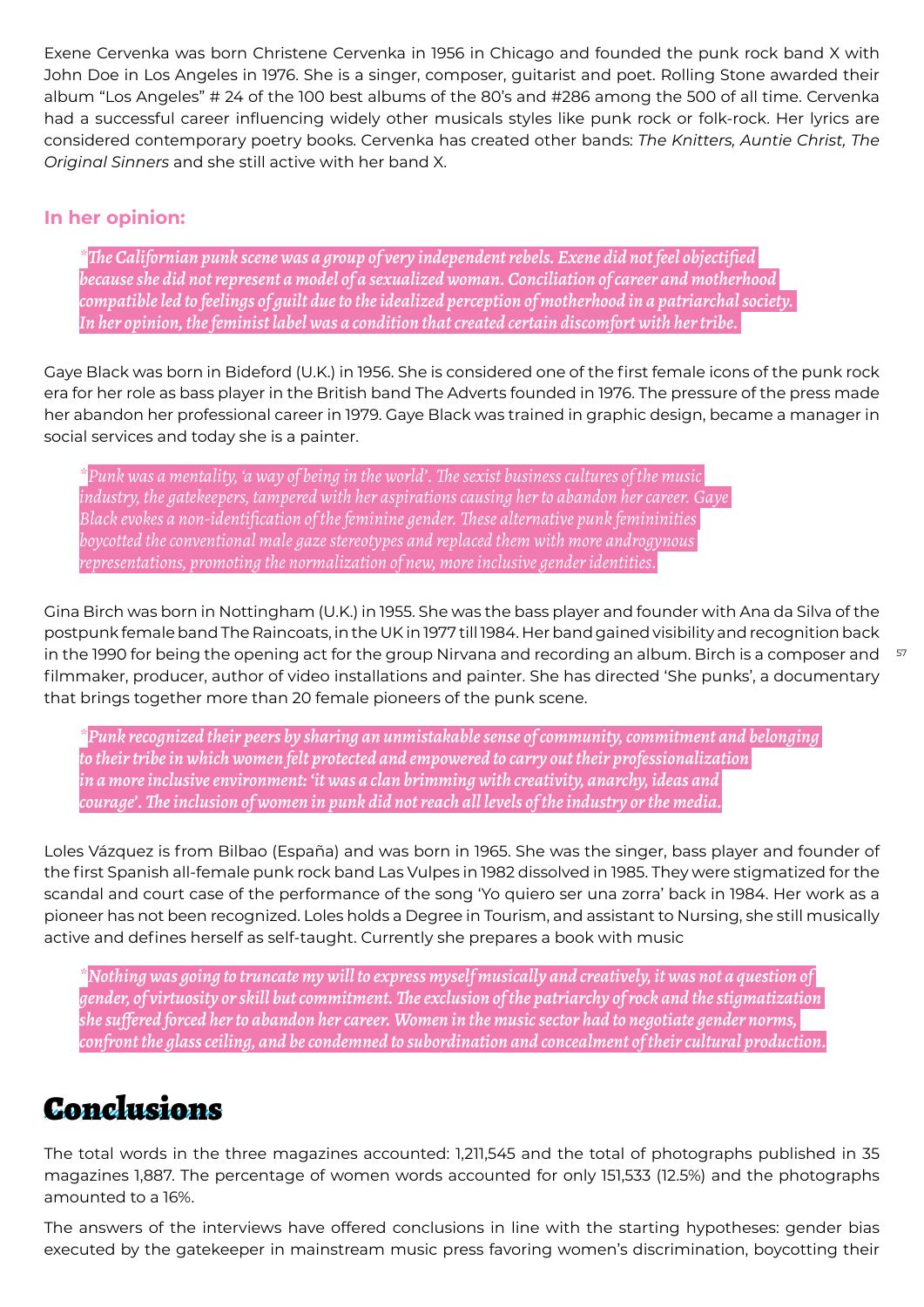Exene Cervenka was born Christene Cervenka in 1956 in Chicago and founded the punk rock band X with John Doe in Los Angeles in 1976. She is a singer, composer, guitarist and poet. Rolling Stone awarded their album "Los Angeles" # 24 of the 100 best albums of the 80's and #286 among the 500 of all time. Cervenka had a successful career influencing widely other musicals styles like punk rock or folk-rock. Her lyrics are considered contemporary poetry books. Cervenka has created other bands: *The Knitters, Auntie Christ, The Original Sinners* and she still active with her band X.

### In her opinion:

> ***The Californian punk scene was a group of very independent rebels. Exene did not feel objectified because she did not represent a model of a sexualized woman. Conciliation of career and motherhood compatible led to feelings of guilt due to the idealized perception of motherhood in a patriarchal society. In her opinion, the feminist label was a condition that created certain discomfort with her tribe.***

Gaye Black was born in Bideford (U.K.) in 1956. She is considered one of the first female icons of the punk rock era for her role as bass player in the British band The Adverts founded in 1976. The pressure of the press made her abandon her professional career in 1979. Gaye Black was trained in graphic design, became a manager in social services and today she is a painter.

> **Punk was a mentality, 'a way of being in the world'. The sexist business cultures of the music industry, the gatekeepers, tampered with her aspirations causing her to abandon her career. Gaye Black evokes a non-identification of the feminine gender. These alternative punk femininities boycotted the conventional male gaze stereotypes and replaced them with more androgynous representations, promoting the normalization of new, more inclusive gender identities.*

Gina Birch was born in Nottingham (U.K.) in 1955. She was the bass player and founder with Ana da Silva of the postpunk female band The Raincoats, in the UK in 1977 till 1984. Her band gained visibility and recognition back in the 1990 for being the opening act for the group Nirvana and recording an album. Birch is a composer and filmmaker, producer, author of video installations and painter. She has directed 'She punks', a documentary that brings together more than 20 female pioneers of the punk scene.

> ***Punk recognized their peers by sharing an unmistakable sense of community, commitment and belonging to their tribe in which women felt protected and empowered to carry out their professionalization in a more inclusive environment: 'it was a clan brimming with creativity, anarchy, ideas and courage'. The inclusion of women in punk did not reach all levels of the industry or the media.***

Loles Vázquez is from Bilbao (España) and was born in 1965. She was the singer, bass player and founder of the first Spanish all-female punk rock band Las Vulpes in 1982 dissolved in 1985. They were stigmatized for the scandal and court case of the performance of the song 'Yo quiero ser una zorra' back in 1984. Her work as a pioneer has not been recognized. Loles holds a Degree in Tourism, and assistant to Nursing, she still musically active and defines herself as self-taught. Currently she prepares a book with music

> ***Nothing was going to truncate my will to express myself musically and creatively, it was not a question of gender, of virtuosity or skill but commitment. The exclusion of the patriarchy of rock and the stigmatization she suffered forced her to abandon her career. Women in the music sector had to negotiate gender norms, confront the glass ceiling, and be condemned to subordination and concealment of their cultural production.***

# Conclusions

The total words in the three magazines accounted: 1,211,545 and the total of photographs published in 35 magazines 1,887. The percentage of women words accounted for only 151,533 (12.5%) and the photographs amounted to a 16%.

The answers of the interviews have offered conclusions in line with the starting hypotheses: gender bias executed by the gatekeeper in mainstream music press favoring women's discrimination, boycotting their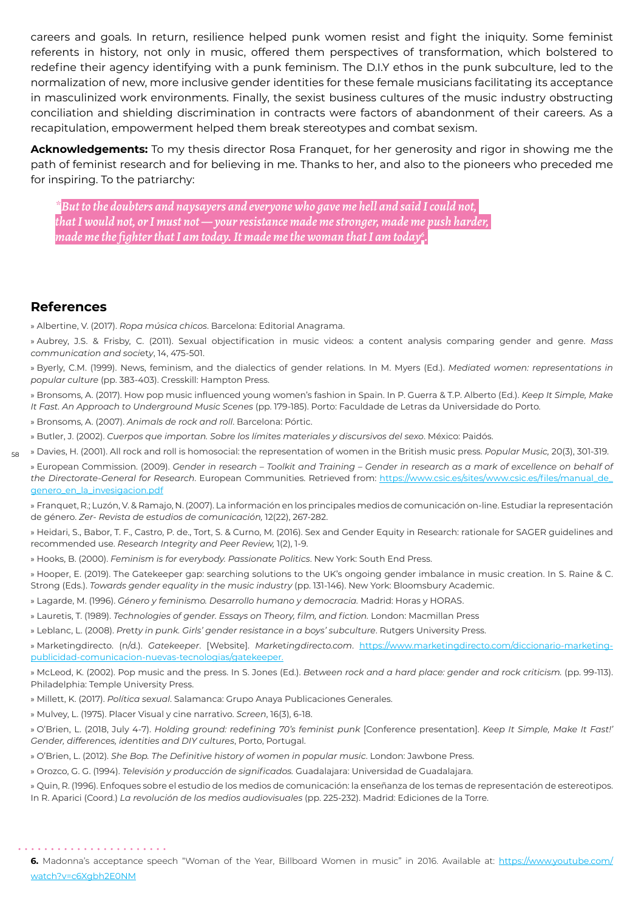careers and goals. In return, resilience helped punk women resist and fight the iniquity. Some feminist referents in history, not only in music, offered them perspectives of transformation, which bolstered to redefine their agency identifying with a punk feminism. The D.I.Y ethos in the punk subculture, led to the normalization of new, more inclusive gender identities for these female musicians facilitating its acceptance in masculinized work environments. Finally, the sexist business cultures of the music industry obstructing conciliation and shielding discrimination in contracts were factors of abandonment of their careers. As a recapitulation, empowerment helped them break stereotypes and combat sexism.

**Acknowledgements:** To my thesis director Rosa Franquet, for her generosity and rigor in showing me the path of feminist research and for believing in me. Thanks to her, and also to the pioneers who preceded me for inspiring. To the patriarchy:

> *"But to the doubters and naysayers and everyone who gave me hell and said I could not, that I would not, or I must not — your resistance made me stronger, made me push harder, made me the fighter that I am today. It made me the woman that I am today[6].*

## References

» Albertine, V. (2017). *Ropa música chicos*. Barcelona: Editorial Anagrama.

» Aubrey, J.S. & Frisby, C. (2011). Sexual objectification in music videos: a content analysis comparing gender and genre. *Mass communication and society*, 14, 475-501.

» Byerly, C.M. (1999). News, feminism, and the dialectics of gender relations. In M. Myers (Ed.). *Mediated women: representations in popular culture* (pp. 383-403). Cresskill: Hampton Press.

» Bronsoms, A. (2017). How pop music influenced young women's fashion in Spain. In P. Guerra & T.P. Alberto (Ed.). *Keep It Simple, Make It Fast. An Approach to Underground Music Scenes* (pp. 179-185). Porto: Faculdade de Letras da Universidade do Porto.

» Bronsoms, A. (2007). *Animals de rock and roll*. Barcelona: Pórtic.

» Butler, J. (2002). *Cuerpos que importan. Sobre los límites materiales y discursivos del sexo*. México: Paidós.

» Davies, H. (2001). All rock and roll is homosocial: the representation of women in the British music press. *Popular Music*, 20(3), 301-319.

» European Commission. (2009). *Gender in research – Toolkit and Training – Gender in research as a mark of excellence on behalf of the Directorate-General for Research*. European Communities. Retrieved from: https://www.csic.es/sites/www.csic.es/files/manual_de_genero_en_la_invesigacion.pdf

» Franquet, R.; Luzón, V. & Ramajo, N. (2007). La información en los principales medios de comunicación on-line. Estudiar la representación de género. *Zer- Revista de estudios de comunicación*, 12(22), 267-282.

» Heidari, S., Babor, T. F., Castro, P. de., Tort, S. & Curno, M. (2016). Sex and Gender Equity in Research: rationale for SAGER guidelines and recommended use. *Research Integrity and Peer Review*, 1(2), 1-9.

» Hooks, B. (2000). *Feminism is for everybody. Passionate Politics*. New York: South End Press.

» Hooper, E. (2019). The Gatekeeper gap: searching solutions to the UK's ongoing gender imbalance in music creation. In S. Raine & C. Strong (Eds.). *Towards gender equality in the music industry* (pp. 131-146). New York: Bloomsbury Academic.

» Lagarde, M. (1996). *Género y feminismo. Desarrollo humano y democracia.* Madrid: Horas y HORAS.

» Lauretis, T. (1989). *Technologies of gender. Essays on Theory, film, and fiction.* London: Macmillan Press

» Leblanc, L. (2008). *Pretty in punk. Girls' gender resistance in a boys' subculture*. Rutgers University Press.

» Marketingdirecto. (n/d.). *Gatekeeper*. [Website]. *Marketingdirecto.com*. https://www.marketingdirecto.com/diccionario-marketing-publicidad-comunicacion-nuevas-tecnologias/gatekeeper.

» McLeod, K. (2002). Pop music and the press. In S. Jones (Ed.). *Between rock and a hard place: gender and rock criticism.* (pp. 99-113). Philadelphia: Temple University Press.

» Millett, K. (2017). *Política sexual*. Salamanca: Grupo Anaya Publicaciones Generales.

» Mulvey, L. (1975). Placer Visual y cine narrativo. *Screen*, 16(3), 6-18.

» O'Brien, L. (2018, July 4-7). *Holding ground: redefining 70's feminist punk* [Conference presentation]. *Keep It Simple, Make It Fast!' Gender, differences, identities and DIY cultures*, Porto, Portugal.

» O'Brien, L. (2012). *She Bop. The Definitive history of women in popular music*. London: Jawbone Press.

» Orozco, G. G. (1994). *Televisión y producción de significados.* Guadalajara: Universidad de Guadalajara.

» Quin, R. (1996). Enfoques sobre el estudio de los medios de comunicación: la enseñanza de los temas de representación de estereotipos. In R. Aparici (Coord.) *La revolución de los medios audiovisuales* (pp. 225-232). Madrid: Ediciones de la Torre.

---

**6.** Madonna's acceptance speech "Woman of the Year, Billboard Women in music" in 2016. Available at: https://www.youtube.com/watch?v=c6Xgbh2E0NM